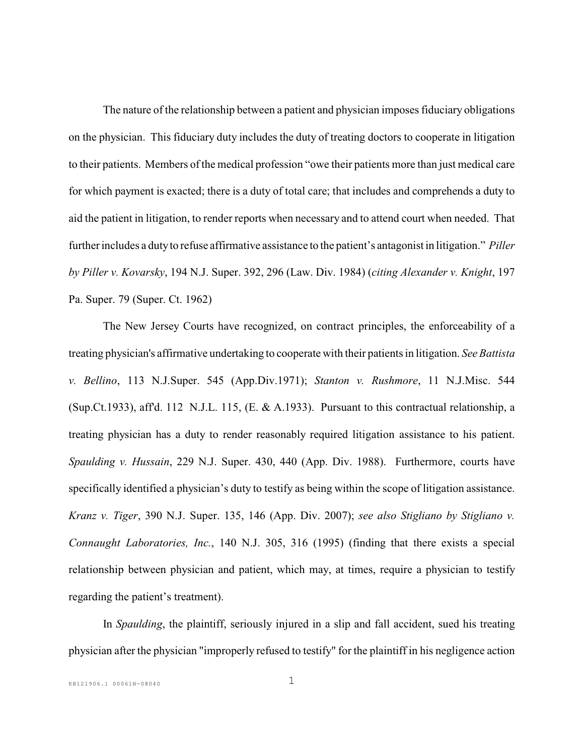The nature of the relationship between a patient and physician imposes fiduciary obligations on the physician. This fiduciary duty includes the duty of treating doctors to cooperate in litigation to their patients. Members of the medical profession "owe their patients more than just medical care for which payment is exacted; there is a duty of total care; that includes and comprehends a duty to aid the patient in litigation, to render reports when necessary and to attend court when needed. That further includes a duty to refuse affirmative assistance to the patient's antagonist in litigation." *Piller by Piller v. Kovarsky*, 194 N.J. Super. 392, 296 (Law. Div. 1984) (*citing Alexander v. Knight*, 197 Pa. Super. 79 (Super. Ct. 1962)

The New Jersey Courts have recognized, on contract principles, the enforceability of a treating physician's affirmative undertaking to cooperate with their patients in litigation. *See Battista v. Bellino*, 113 N.J.Super. 545 (App.Div.1971); *Stanton v. Rushmore*, 11 N.J.Misc. 544 (Sup.Ct.1933), aff'd. 112 N.J.L. 115, (E. & A.1933). Pursuant to this contractual relationship, a treating physician has a duty to render reasonably required litigation assistance to his patient. *Spaulding v. Hussain*, 229 N.J. Super. 430, 440 (App. Div. 1988). Furthermore, courts have specifically identified a physician's duty to testify as being within the scope of litigation assistance. *Kranz v. Tiger*, 390 N.J. Super. 135, 146 (App. Div. 2007); *see also Stigliano by Stigliano v. Connaught Laboratories, Inc.*, 140 N.J. 305, 316 (1995) (finding that there exists a special relationship between physician and patient, which may, at times, require a physician to testify regarding the patient's treatment).

In *Spaulding*, the plaintiff, seriously injured in a slip and fall accident, sued his treating physician after the physician "improperly refused to testify" for the plaintiff in his negligence action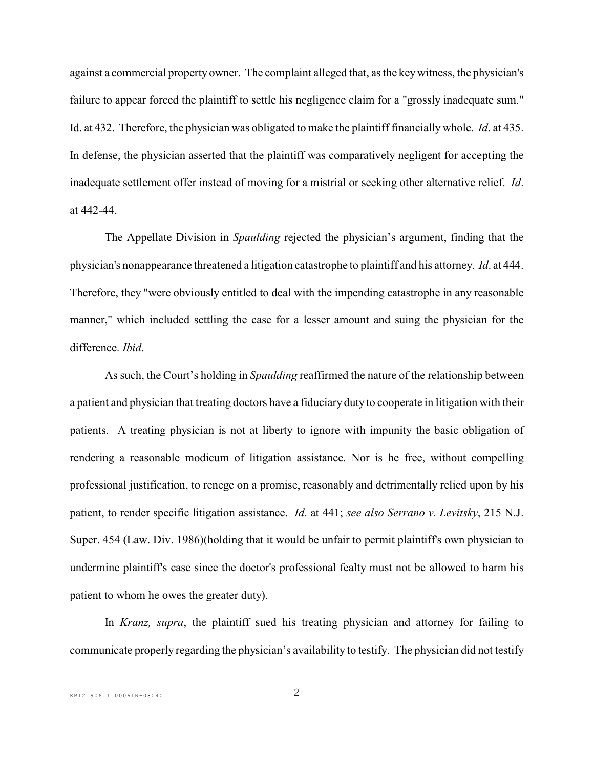against a commercial property owner. The complaint alleged that, as the key witness, the physician's failure to appear forced the plaintiff to settle his negligence claim for a "grossly inadequate sum." Id. at 432. Therefore, the physician was obligated to make the plaintiff financially whole. *Id*. at 435. In defense, the physician asserted that the plaintiff was comparatively negligent for accepting the inadequate settlement offer instead of moving for a mistrial or seeking other alternative relief. *Id*. at 442-44.

The Appellate Division in *Spaulding* rejected the physician's argument, finding that the physician's nonappearance threatened a litigation catastrophe to plaintiff and his attorney. *Id*. at 444. Therefore, they "were obviously entitled to deal with the impending catastrophe in any reasonable manner," which included settling the case for a lesser amount and suing the physician for the difference. *Ibid*.

As such, the Court's holding in *Spaulding* reaffirmed the nature of the relationship between a patient and physician that treating doctors have a fiduciary duty to cooperate in litigation with their patients. A treating physician is not at liberty to ignore with impunity the basic obligation of rendering a reasonable modicum of litigation assistance. Nor is he free, without compelling professional justification, to renege on a promise, reasonably and detrimentally relied upon by his patient, to render specific litigation assistance. *Id*. at 441; *see also Serrano v. Levitsky*, 215 N.J. Super. 454 (Law. Div. 1986)(holding that it would be unfair to permit plaintiff's own physician to undermine plaintiff's case since the doctor's professional fealty must not be allowed to harm his patient to whom he owes the greater duty).

In *Kranz, supra*, the plaintiff sued his treating physician and attorney for failing to communicate properly regarding the physician's availability to testify. The physician did not testify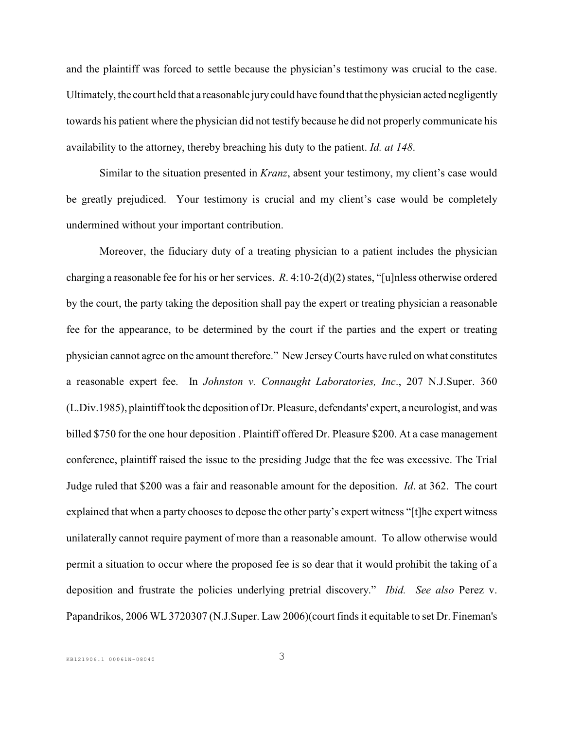and the plaintiff was forced to settle because the physician's testimony was crucial to the case. Ultimately, the court held that a reasonable jury could have found that the physician acted negligently towards his patient where the physician did not testify because he did not properly communicate his availability to the attorney, thereby breaching his duty to the patient. *Id. at 148*.

Similar to the situation presented in *Kranz*, absent your testimony, my client's case would be greatly prejudiced. Your testimony is crucial and my client's case would be completely undermined without your important contribution.

Moreover, the fiduciary duty of a treating physician to a patient includes the physician charging a reasonable fee for his or her services. *R*. 4:10-2(d)(2) states, "[u]nless otherwise ordered by the court, the party taking the deposition shall pay the expert or treating physician a reasonable fee for the appearance, to be determined by the court if the parties and the expert or treating physician cannot agree on the amount therefore." New Jersey Courts have ruled on what constitutes a reasonable expert fee. In *Johnston v. Connaught Laboratories, Inc*., 207 N.J.Super. 360 (L.Div.1985), plaintiff took the deposition of Dr. Pleasure, defendants' expert, a neurologist, and was billed $750 for the one hour deposition . Plaintiff offered Dr. Pleasure $200. At a case management conference, plaintiff raised the issue to the presiding Judge that the fee was excessive. The Trial Judge ruled that $200 was a fair and reasonable amount for the deposition. *Id*. at 362. The court explained that when a party chooses to depose the other party's expert witness "[t]he expert witness unilaterally cannot require payment of more than a reasonable amount. To allow otherwise would permit a situation to occur where the proposed fee is so dear that it would prohibit the taking of a deposition and frustrate the policies underlying pretrial discovery." *Ibid. See also* Perez v. Papandrikos, 2006 WL 3720307 (N.J.Super. Law 2006)(court finds it equitable to set Dr. Fineman's

KB121906.1 00061N-08040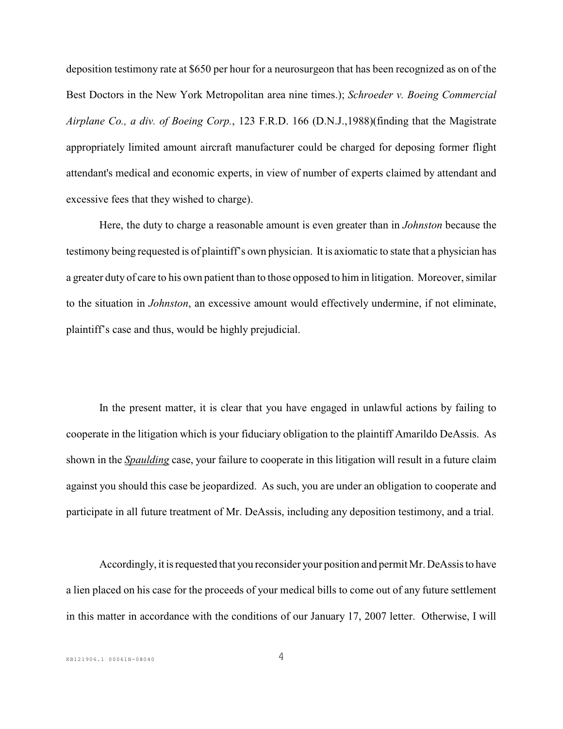deposition testimony rate at $650 per hour for a neurosurgeon that has been recognized as on of the Best Doctors in the New York Metropolitan area nine times.); *Schroeder v. Boeing Commercial Airplane Co., a div. of Boeing Corp.*, 123 F.R.D. 166 (D.N.J.,1988)(finding that the Magistrate appropriately limited amount aircraft manufacturer could be charged for deposing former flight attendant's medical and economic experts, in view of number of experts claimed by attendant and excessive fees that they wished to charge).

Here, the duty to charge a reasonable amount is even greater than in *Johnston* because the testimony being requested is of plaintiff's own physician. It is axiomatic to state that a physician has a greater duty of care to his own patient than to those opposed to him in litigation. Moreover, similar to the situation in *Johnston*, an excessive amount would effectively undermine, if not eliminate, plaintiff's case and thus, would be highly prejudicial.

In the present matter, it is clear that you have engaged in unlawful actions by failing to cooperate in the litigation which is your fiduciary obligation to the plaintiff Amarildo DeAssis. As shown in the ***Spaulding*** case, your failure to cooperate in this litigation will result in a future claim against you should this case be jeopardized. As such, you are under an obligation to cooperate and participate in all future treatment of Mr. DeAssis, including any deposition testimony, and a trial.

Accordingly, it is requested that you reconsider your position and permit Mr. DeAssis to have a lien placed on his case for the proceeds of your medical bills to come out of any future settlement in this matter in accordance with the conditions of our January 17, 2007 letter. Otherwise, I will

KB121906.1 00061N-08040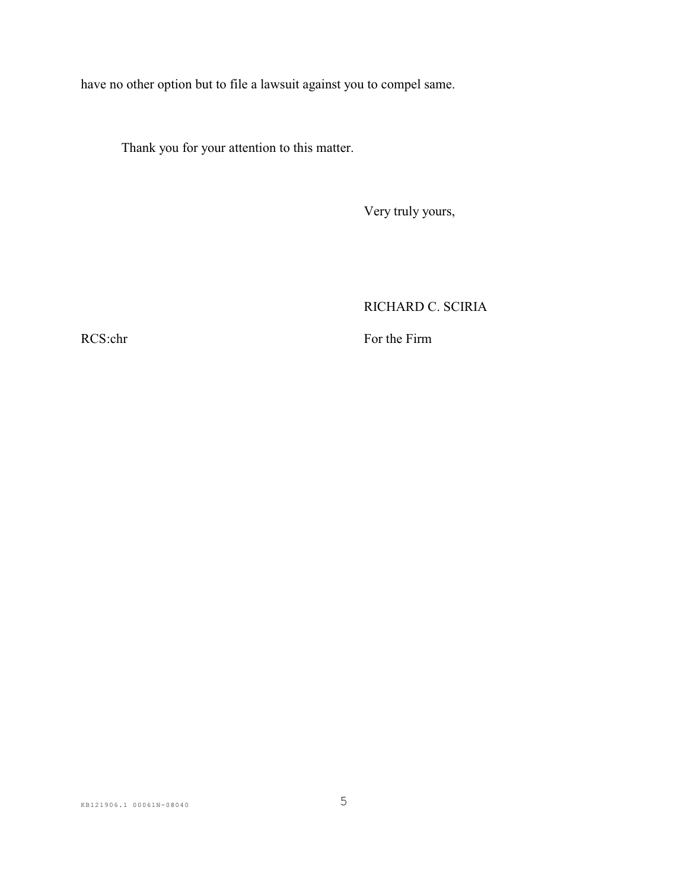have no other option but to file a lawsuit against you to compel same.

Thank you for your attention to this matter.

Very truly yours,

RICHARD C. SCIRIA

RCS:chr

For the Firm

KB121906.1 00061N-08040